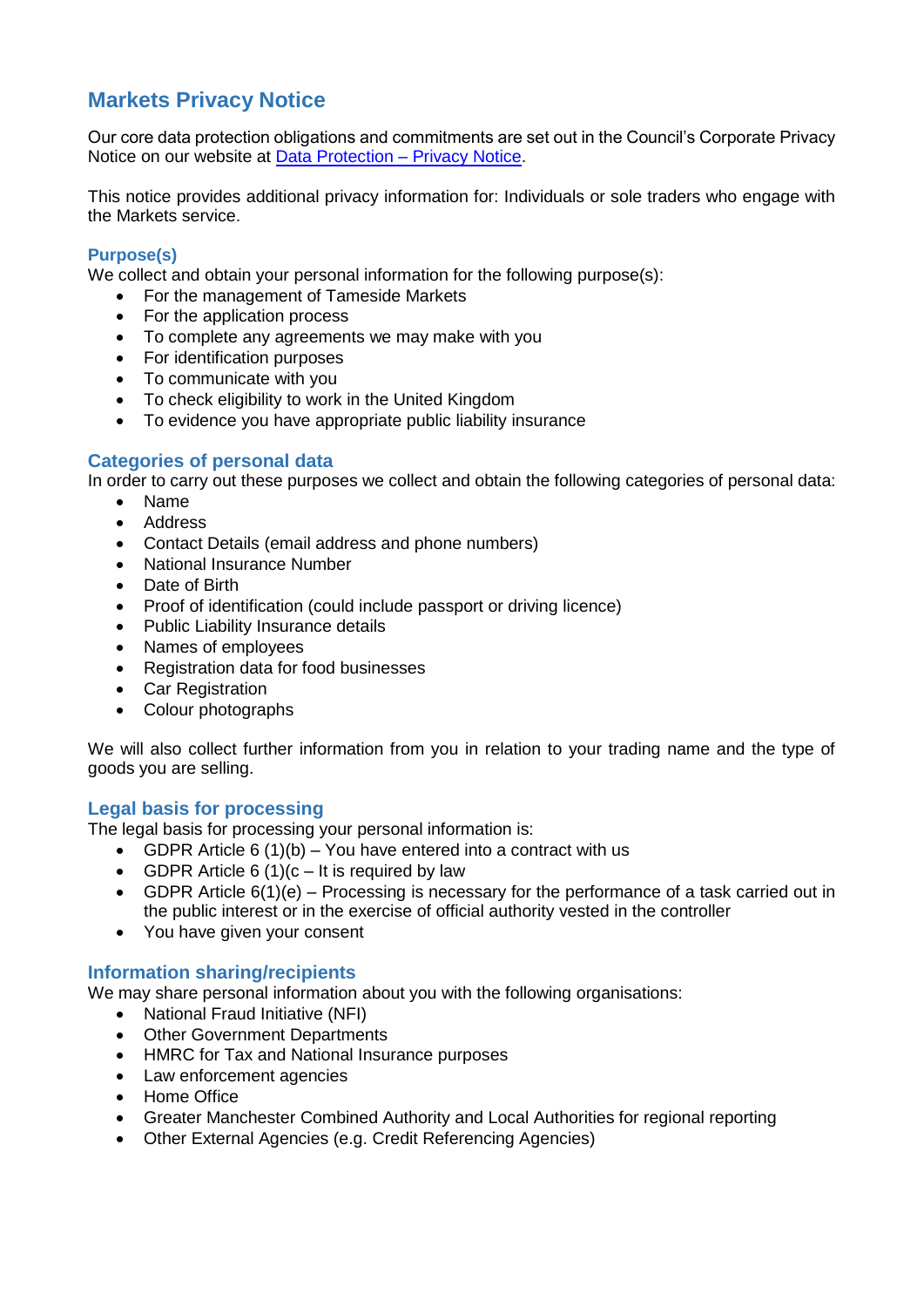# Markets Privacy Notice

Our core data protection obligations and commitments are set out in the Council's Corporate Privacy Notice on our website at [Data Protection – Privacy Notice](#).

This notice provides additional privacy information for: Individuals or sole traders who engage with the Markets service.

## Purpose(s)

We collect and obtain your personal information for the following purpose(s):

- For the management of Tameside Markets
- For the application process
- To complete any agreements we may make with you
- For identification purposes
- To communicate with you
- To check eligibility to work in the United Kingdom
- To evidence you have appropriate public liability insurance

## Categories of personal data

In order to carry out these purposes we collect and obtain the following categories of personal data:

- Name
- Address
- Contact Details (email address and phone numbers)
- National Insurance Number
- Date of Birth
- Proof of identification (could include passport or driving licence)
- Public Liability Insurance details
- Names of employees
- Registration data for food businesses
- Car Registration
- Colour photographs

We will also collect further information from you in relation to your trading name and the type of goods you are selling.

## Legal basis for processing

The legal basis for processing your personal information is:

- GDPR Article 6 (1)(b) – You have entered into a contract with us
- GDPR Article 6 (1)(c – It is required by law
- GDPR Article 6(1)(e) – Processing is necessary for the performance of a task carried out in the public interest or in the exercise of official authority vested in the controller
- You have given your consent

## Information sharing/recipients

We may share personal information about you with the following organisations:

- National Fraud Initiative (NFI)
- Other Government Departments
- HMRC for Tax and National Insurance purposes
- Law enforcement agencies
- Home Office
- Greater Manchester Combined Authority and Local Authorities for regional reporting
- Other External Agencies (e.g. Credit Referencing Agencies)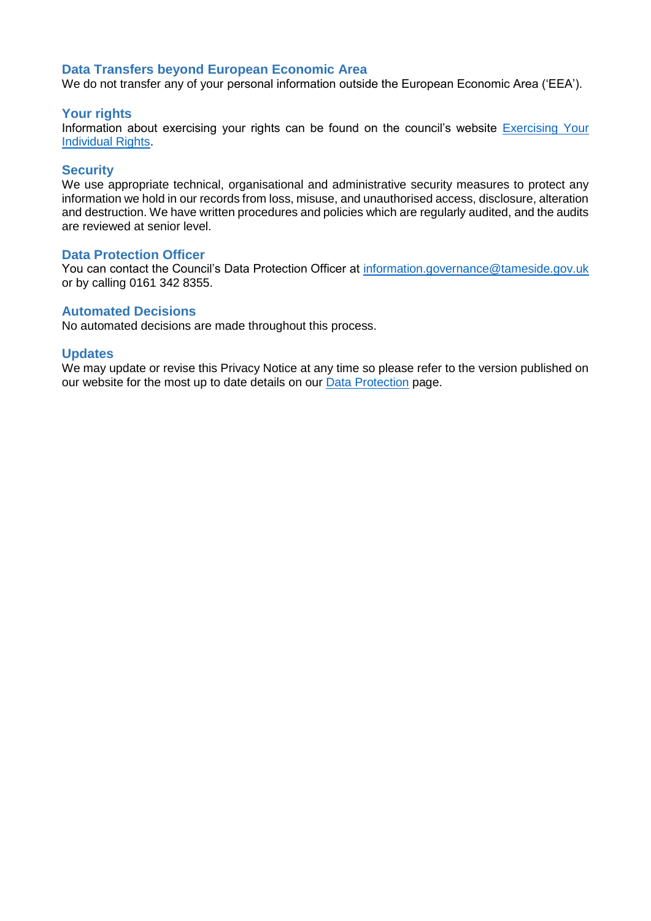## Data Transfers beyond European Economic Area

We do not transfer any of your personal information outside the European Economic Area ('EEA').

## Your rights

Information about exercising your rights can be found on the council's website Exercising Your Individual Rights.

## Security

We use appropriate technical, organisational and administrative security measures to protect any information we hold in our records from loss, misuse, and unauthorised access, disclosure, alteration and destruction. We have written procedures and policies which are regularly audited, and the audits are reviewed at senior level.

## Data Protection Officer

You can contact the Council's Data Protection Officer at information.governance@tameside.gov.uk or by calling 0161 342 8355.

## Automated Decisions

No automated decisions are made throughout this process.

## Updates

We may update or revise this Privacy Notice at any time so please refer to the version published on our website for the most up to date details on our Data Protection page.